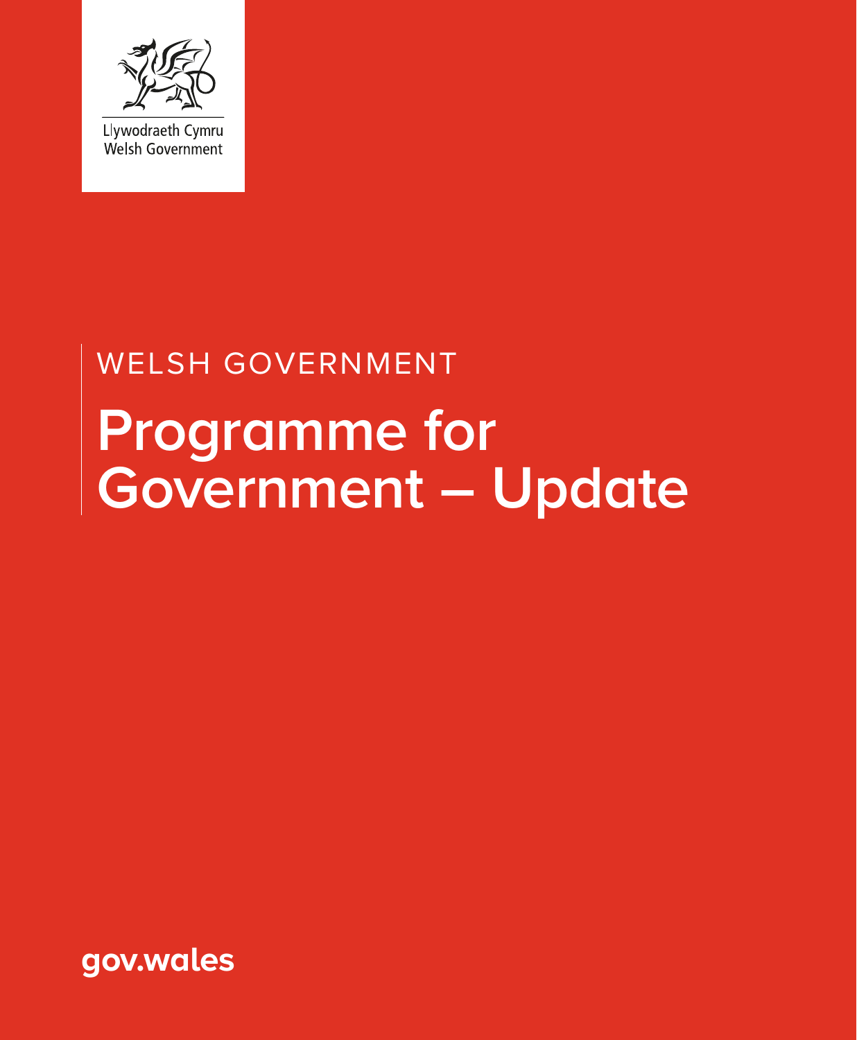Llywodraeth Cymru
Welsh Government

WELSH GOVERNMENT

# Programme for Government – Update

gov.wales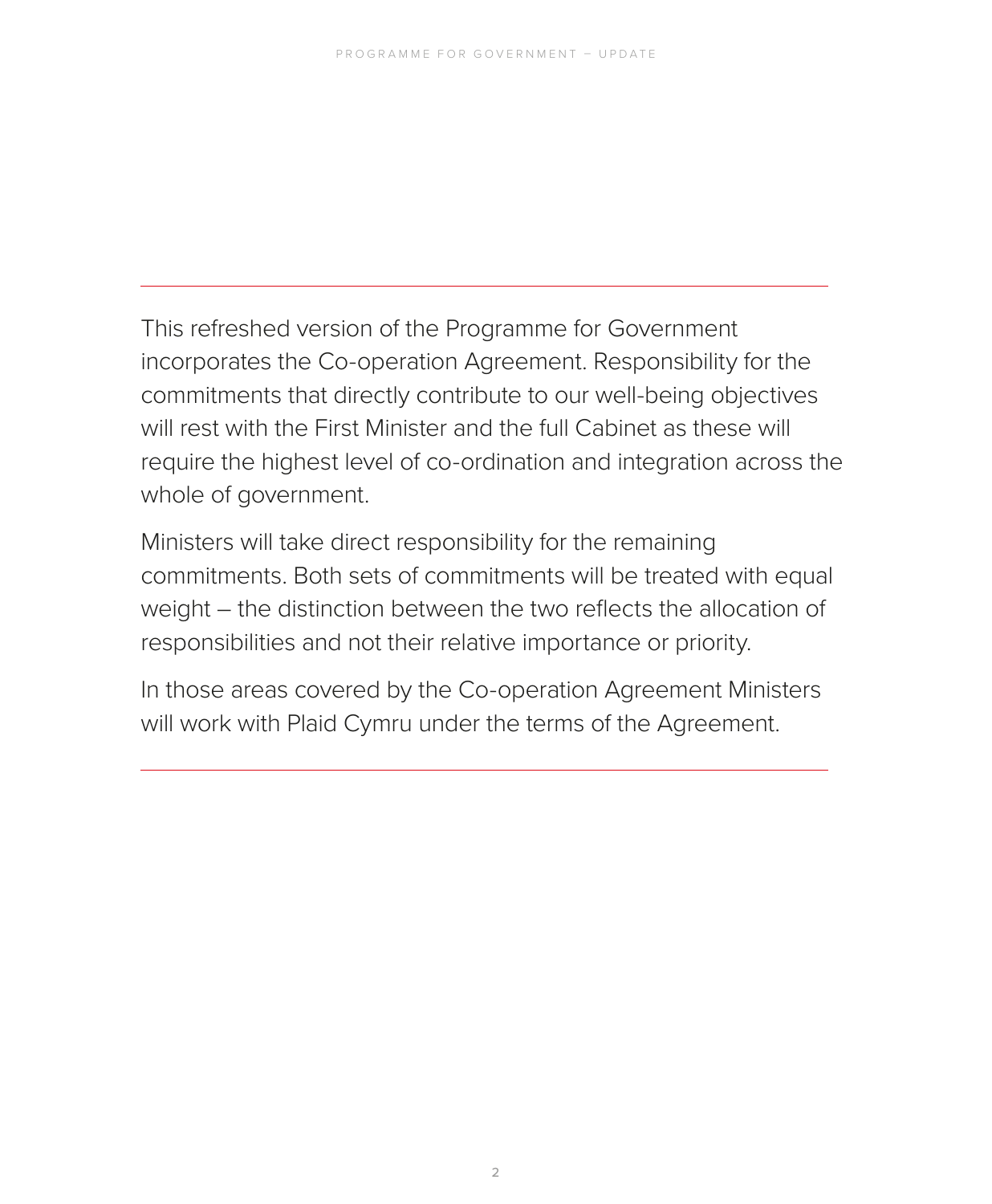This refreshed version of the Programme for Government incorporates the Co-operation Agreement. Responsibility for the commitments that directly contribute to our well-being objectives will rest with the First Minister and the full Cabinet as these will require the highest level of co-ordination and integration across the whole of government.

Ministers will take direct responsibility for the remaining commitments. Both sets of commitments will be treated with equal weight – the distinction between the two reflects the allocation of responsibilities and not their relative importance or priority.

In those areas covered by the Co-operation Agreement Ministers will work with Plaid Cymru under the terms of the Agreement.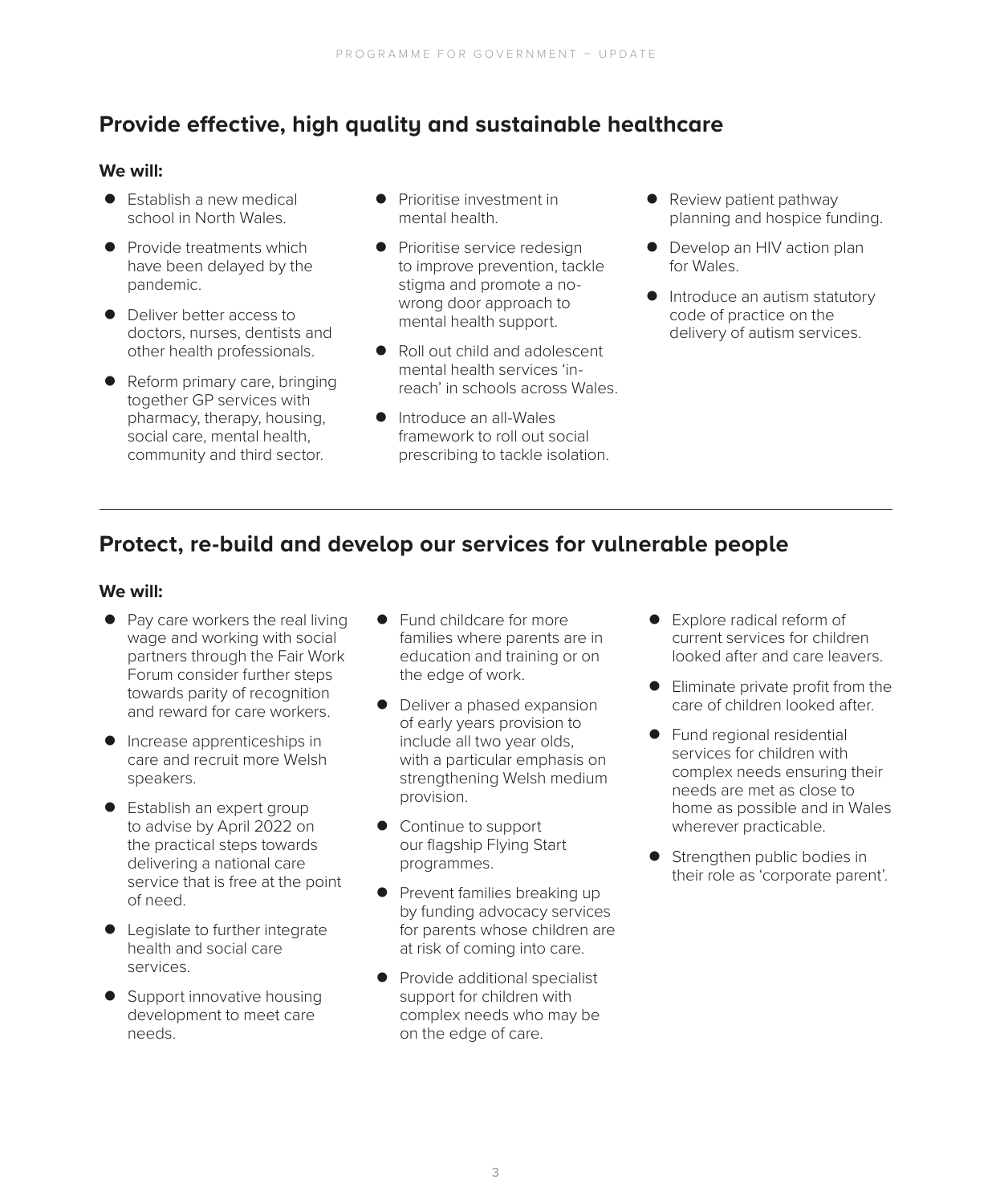## Provide effective, high quality and sustainable healthcare

**We will:**

- Establish a new medical school in North Wales.
- Provide treatments which have been delayed by the pandemic.
- Deliver better access to doctors, nurses, dentists and other health professionals.
- Reform primary care, bringing together GP services with pharmacy, therapy, housing, social care, mental health, community and third sector.
- Prioritise investment in mental health.
- Prioritise service redesign to improve prevention, tackle stigma and promote a no-wrong door approach to mental health support.
- Roll out child and adolescent mental health services 'in-reach' in schools across Wales.
- Introduce an all-Wales framework to roll out social prescribing to tackle isolation.
- Review patient pathway planning and hospice funding.
- Develop an HIV action plan for Wales.
- Introduce an autism statutory code of practice on the delivery of autism services.

---

## Protect, re-build and develop our services for vulnerable people

**We will:**

- Pay care workers the real living wage and working with social partners through the Fair Work Forum consider further steps towards parity of recognition and reward for care workers.
- Increase apprenticeships in care and recruit more Welsh speakers.
- Establish an expert group to advise by April 2022 on the practical steps towards delivering a national care service that is free at the point of need.
- Legislate to further integrate health and social care services.
- Support innovative housing development to meet care needs.
- Fund childcare for more families where parents are in education and training or on the edge of work.
- Deliver a phased expansion of early years provision to include all two year olds, with a particular emphasis on strengthening Welsh medium provision.
- Continue to support our flagship Flying Start programmes.
- Prevent families breaking up by funding advocacy services for parents whose children are at risk of coming into care.
- Provide additional specialist support for children with complex needs who may be on the edge of care.
- Explore radical reform of current services for children looked after and care leavers.
- Eliminate private profit from the care of children looked after.
- Fund regional residential services for children with complex needs ensuring their needs are met as close to home as possible and in Wales wherever practicable.
- Strengthen public bodies in their role as 'corporate parent'.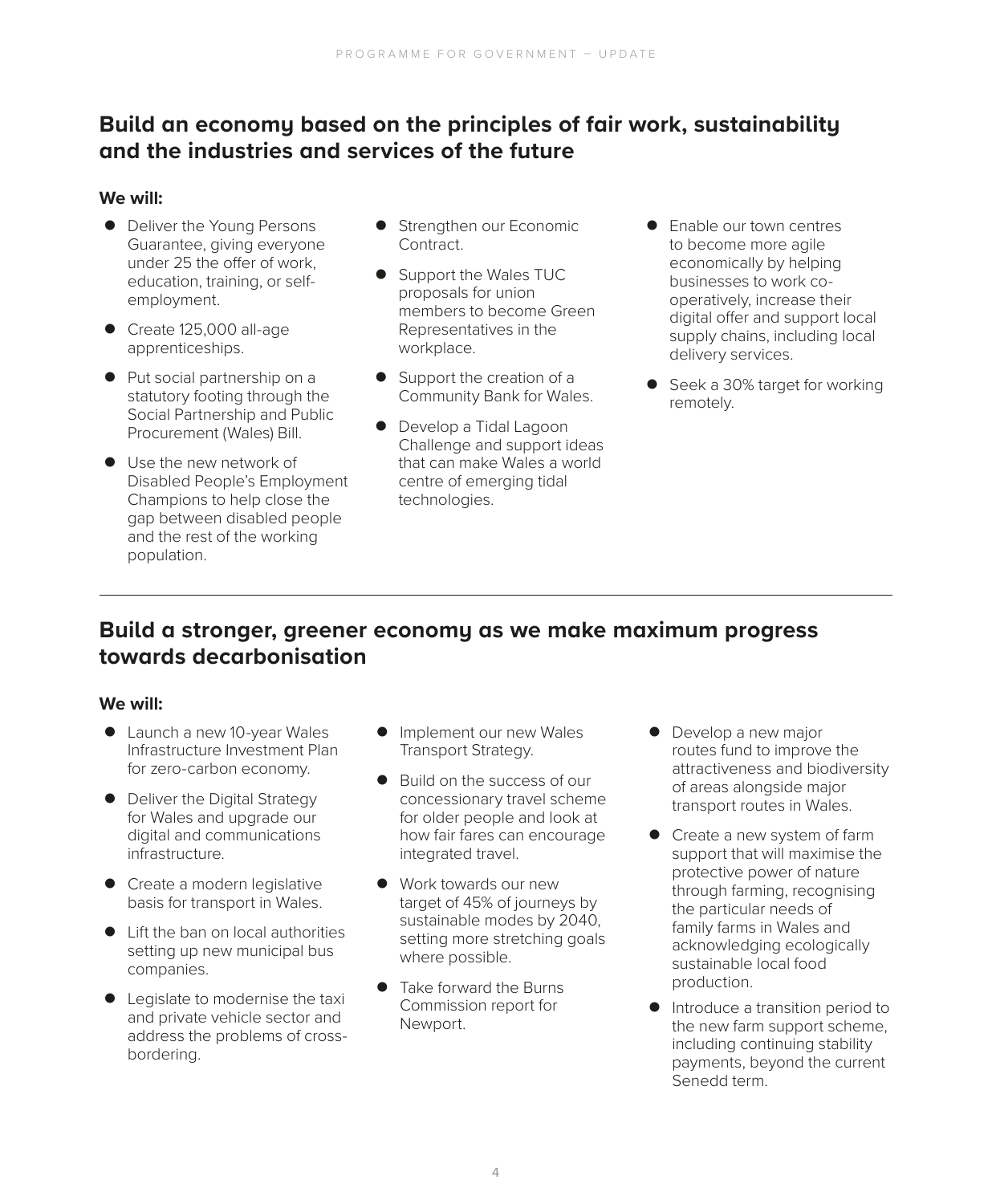## Build an economy based on the principles of fair work, sustainability and the industries and services of the future

**We will:**

- Deliver the Young Persons Guarantee, giving everyone under 25 the offer of work, education, training, or self-employment.
- Create 125,000 all-age apprenticeships.
- Put social partnership on a statutory footing through the Social Partnership and Public Procurement (Wales) Bill.
- Use the new network of Disabled People's Employment Champions to help close the gap between disabled people and the rest of the working population.
- Strengthen our Economic Contract.
- Support the Wales TUC proposals for union members to become Green Representatives in the workplace.
- Support the creation of a Community Bank for Wales.
- Develop a Tidal Lagoon Challenge and support ideas that can make Wales a world centre of emerging tidal technologies.
- Enable our town centres to become more agile economically by helping businesses to work co-operatively, increase their digital offer and support local supply chains, including local delivery services.
- Seek a 30% target for working remotely.

---

## Build a stronger, greener economy as we make maximum progress towards decarbonisation

**We will:**

- Launch a new 10-year Wales Infrastructure Investment Plan for zero-carbon economy.
- Deliver the Digital Strategy for Wales and upgrade our digital and communications infrastructure.
- Create a modern legislative basis for transport in Wales.
- Lift the ban on local authorities setting up new municipal bus companies.
- Legislate to modernise the taxi and private vehicle sector and address the problems of cross-bordering.
- Implement our new Wales Transport Strategy.
- Build on the success of our concessionary travel scheme for older people and look at how fair fares can encourage integrated travel.
- Work towards our new target of 45% of journeys by sustainable modes by 2040, setting more stretching goals where possible.
- Take forward the Burns Commission report for Newport.
- Develop a new major routes fund to improve the attractiveness and biodiversity of areas alongside major transport routes in Wales.
- Create a new system of farm support that will maximise the protective power of nature through farming, recognising the particular needs of family farms in Wales and acknowledging ecologically sustainable local food production.
- Introduce a transition period to the new farm support scheme, including continuing stability payments, beyond the current Senedd term.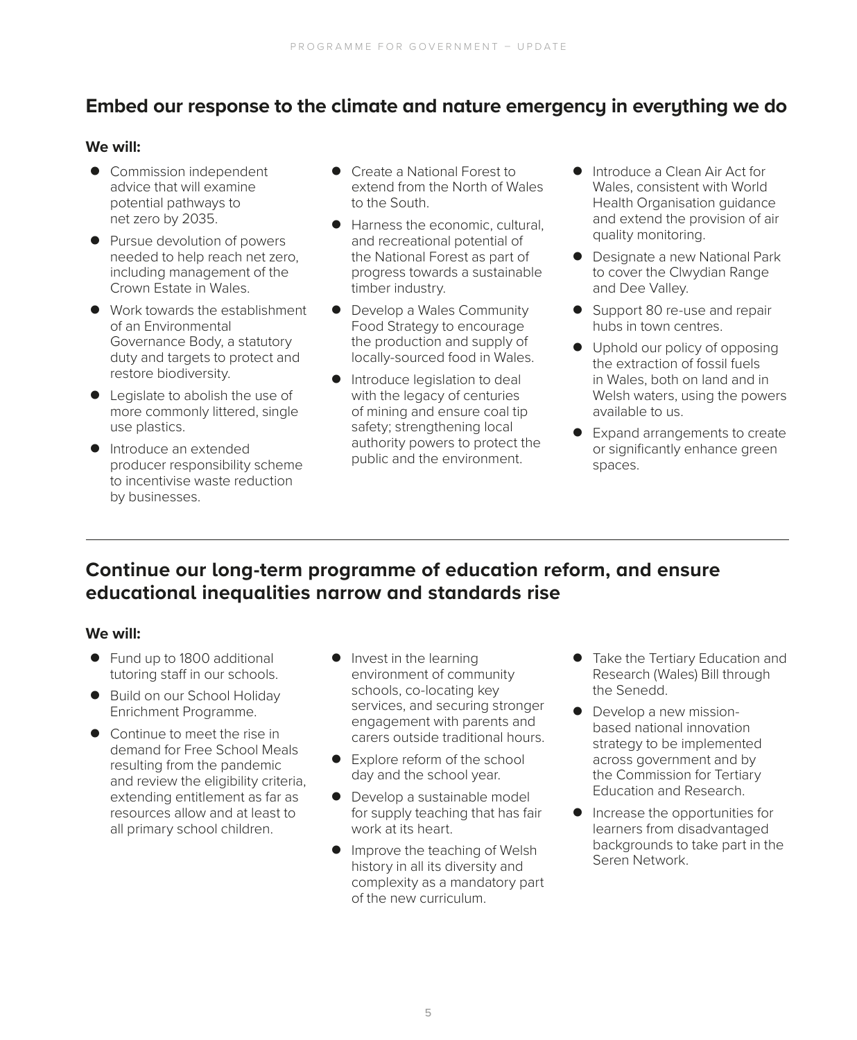## Embed our response to the climate and nature emergency in everything we do

**We will:**

- Commission independent advice that will examine potential pathways to net zero by 2035.
- Pursue devolution of powers needed to help reach net zero, including management of the Crown Estate in Wales.
- Work towards the establishment of an Environmental Governance Body, a statutory duty and targets to protect and restore biodiversity.
- Legislate to abolish the use of more commonly littered, single use plastics.
- Introduce an extended producer responsibility scheme to incentivise waste reduction by businesses.
- Create a National Forest to extend from the North of Wales to the South.
- Harness the economic, cultural, and recreational potential of the National Forest as part of progress towards a sustainable timber industry.
- Develop a Wales Community Food Strategy to encourage the production and supply of locally-sourced food in Wales.
- Introduce legislation to deal with the legacy of centuries of mining and ensure coal tip safety; strengthening local authority powers to protect the public and the environment.
- Introduce a Clean Air Act for Wales, consistent with World Health Organisation guidance and extend the provision of air quality monitoring.
- Designate a new National Park to cover the Clwydian Range and Dee Valley.
- Support 80 re-use and repair hubs in town centres.
- Uphold our policy of opposing the extraction of fossil fuels in Wales, both on land and in Welsh waters, using the powers available to us.
- Expand arrangements to create or significantly enhance green spaces.

## Continue our long-term programme of education reform, and ensure educational inequalities narrow and standards rise

**We will:**

- Fund up to 1800 additional tutoring staff in our schools.
- Build on our School Holiday Enrichment Programme.
- Continue to meet the rise in demand for Free School Meals resulting from the pandemic and review the eligibility criteria, extending entitlement as far as resources allow and at least to all primary school children.
- Invest in the learning environment of community schools, co-locating key services, and securing stronger engagement with parents and carers outside traditional hours.
- Explore reform of the school day and the school year.
- Develop a sustainable model for supply teaching that has fair work at its heart.
- Improve the teaching of Welsh history in all its diversity and complexity as a mandatory part of the new curriculum.
- Take the Tertiary Education and Research (Wales) Bill through the Senedd.
- Develop a new mission-based national innovation strategy to be implemented across government and by the Commission for Tertiary Education and Research.
- Increase the opportunities for learners from disadvantaged backgrounds to take part in the Seren Network.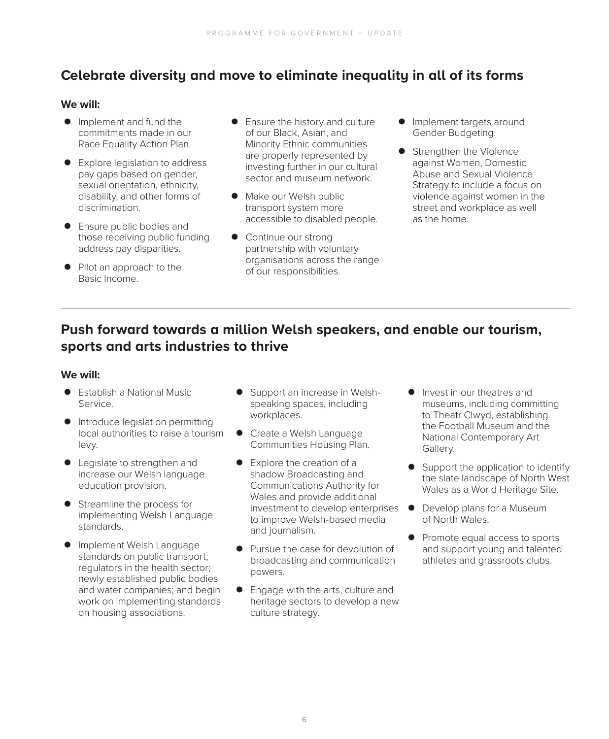## Celebrate diversity and move to eliminate inequality in all of its forms

**We will:**

- Implement and fund the commitments made in our Race Equality Action Plan.
- Explore legislation to address pay gaps based on gender, sexual orientation, ethnicity, disability, and other forms of discrimination.
- Ensure public bodies and those receiving public funding address pay disparities.
- Pilot an approach to the Basic Income.
- Ensure the history and culture of our Black, Asian, and Minority Ethnic communities are properly represented by investing further in our cultural sector and museum network.
- Make our Welsh public transport system more accessible to disabled people.
- Continue our strong partnership with voluntary organisations across the range of our responsibilities.
- Implement targets around Gender Budgeting.
- Strengthen the Violence against Women, Domestic Abuse and Sexual Violence Strategy to include a focus on violence against women in the street and workplace as well as the home.

---

## Push forward towards a million Welsh speakers, and enable our tourism, sports and arts industries to thrive

**We will:**

- Establish a National Music Service.
- Introduce legislation permitting local authorities to raise a tourism levy.
- Legislate to strengthen and increase our Welsh language education provision.
- Streamline the process for implementing Welsh Language standards.
- Implement Welsh Language standards on public transport; regulators in the health sector; newly established public bodies and water companies; and begin work on implementing standards on housing associations.
- Support an increase in Welsh-speaking spaces, including workplaces.
- Create a Welsh Language Communities Housing Plan.
- Explore the creation of a shadow Broadcasting and Communications Authority for Wales and provide additional investment to develop enterprises to improve Welsh-based media and journalism.
- Pursue the case for devolution of broadcasting and communication powers.
- Engage with the arts, culture and heritage sectors to develop a new culture strategy.
- Invest in our theatres and museums, including committing to Theatr Clwyd, establishing the Football Museum and the National Contemporary Art Gallery.
- Support the application to identify the slate landscape of North West Wales as a World Heritage Site.
- Develop plans for a Museum of North Wales.
- Promote equal access to sports and support young and talented athletes and grassroots clubs.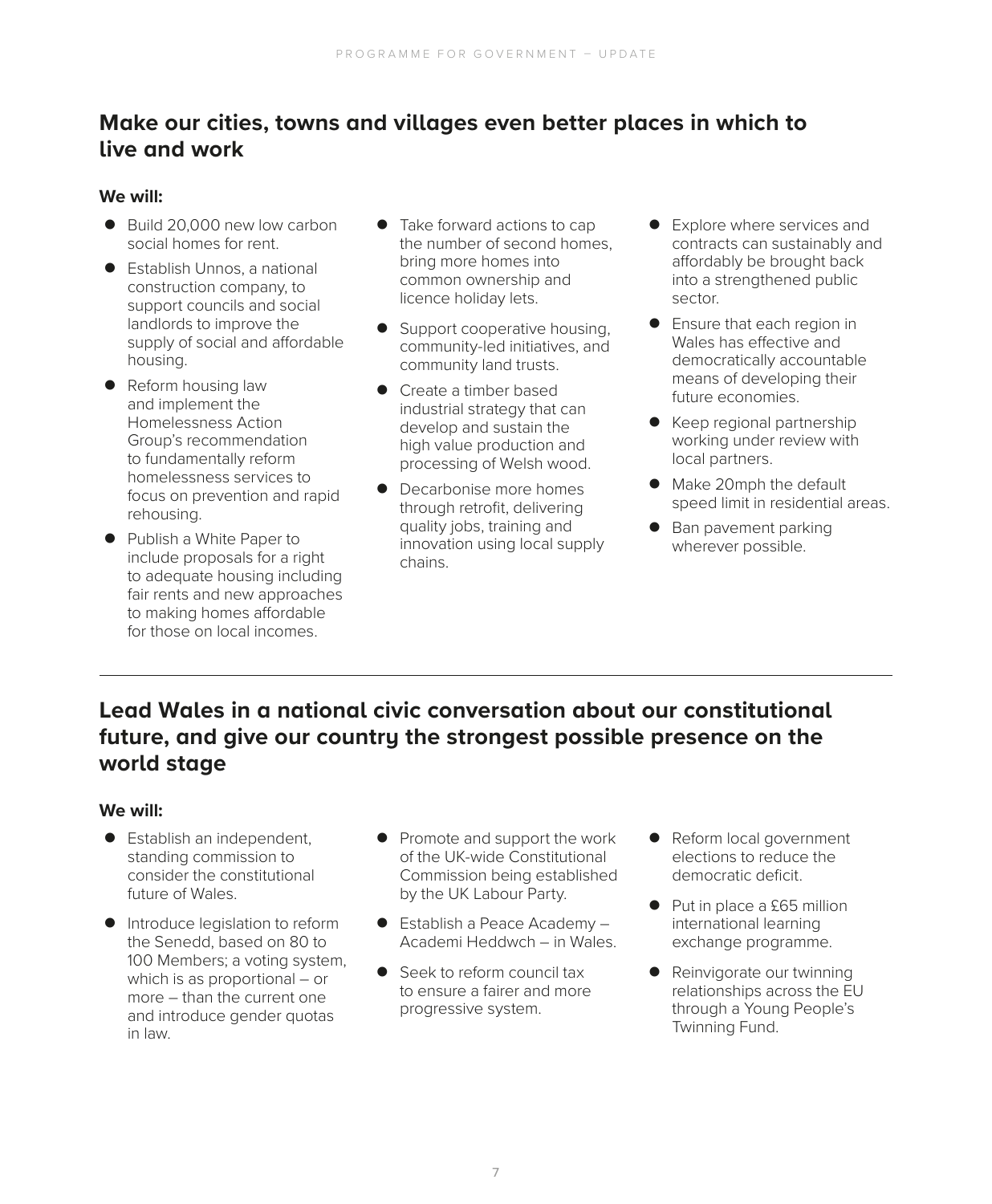## Make our cities, towns and villages even better places in which to live and work

**We will:**

- Build 20,000 new low carbon social homes for rent.
- Establish Unnos, a national construction company, to support councils and social landlords to improve the supply of social and affordable housing.
- Reform housing law and implement the Homelessness Action Group's recommendation to fundamentally reform homelessness services to focus on prevention and rapid rehousing.
- Publish a White Paper to include proposals for a right to adequate housing including fair rents and new approaches to making homes affordable for those on local incomes.
- Take forward actions to cap the number of second homes, bring more homes into common ownership and licence holiday lets.
- Support cooperative housing, community-led initiatives, and community land trusts.
- Create a timber based industrial strategy that can develop and sustain the high value production and processing of Welsh wood.
- Decarbonise more homes through retrofit, delivering quality jobs, training and innovation using local supply chains.
- Explore where services and contracts can sustainably and affordably be brought back into a strengthened public sector.
- Ensure that each region in Wales has effective and democratically accountable means of developing their future economies.
- Keep regional partnership working under review with local partners.
- Make 20mph the default speed limit in residential areas.
- Ban pavement parking wherever possible.

## Lead Wales in a national civic conversation about our constitutional future, and give our country the strongest possible presence on the world stage

**We will:**

- Establish an independent, standing commission to consider the constitutional future of Wales.
- Introduce legislation to reform the Senedd, based on 80 to 100 Members; a voting system, which is as proportional – or more – than the current one and introduce gender quotas in law.
- Promote and support the work of the UK-wide Constitutional Commission being established by the UK Labour Party.
- Establish a Peace Academy – Academi Heddwch – in Wales.
- Seek to reform council tax to ensure a fairer and more progressive system.
- Reform local government elections to reduce the democratic deficit.
- Put in place a £65 million international learning exchange programme.
- Reinvigorate our twinning relationships across the EU through a Young People's Twinning Fund.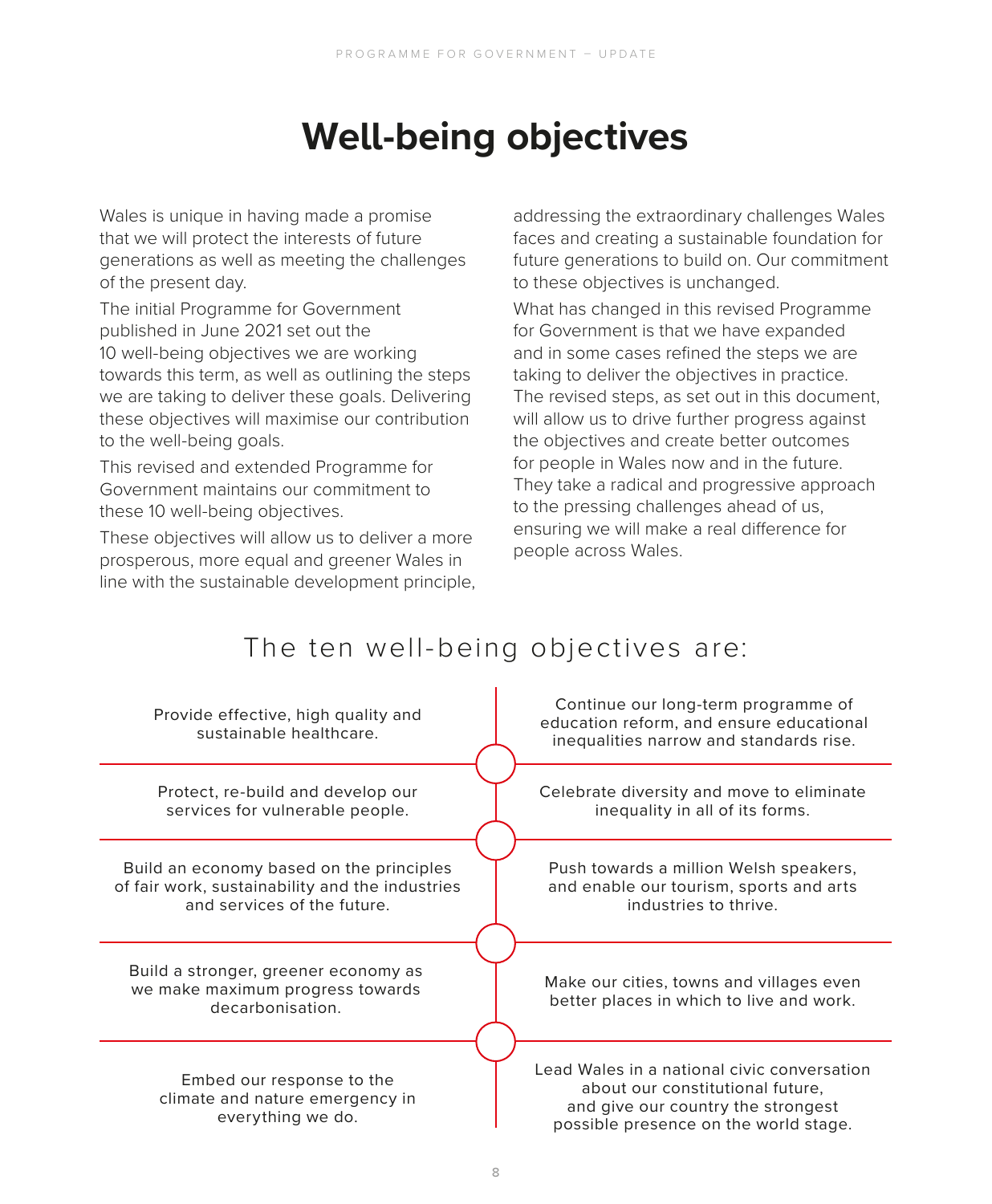# Well-being objectives

Wales is unique in having made a promise that we will protect the interests of future generations as well as meeting the challenges of the present day.

The initial Programme for Government published in June 2021 set out the 10 well-being objectives we are working towards this term, as well as outlining the steps we are taking to deliver these goals. Delivering these objectives will maximise our contribution to the well-being goals.

This revised and extended Programme for Government maintains our commitment to these 10 well-being objectives.

These objectives will allow us to deliver a more prosperous, more equal and greener Wales in line with the sustainable development principle, addressing the extraordinary challenges Wales faces and creating a sustainable foundation for future generations to build on. Our commitment to these objectives is unchanged.

What has changed in this revised Programme for Government is that we have expanded and in some cases refined the steps we are taking to deliver the objectives in practice. The revised steps, as set out in this document, will allow us to drive further progress against the objectives and create better outcomes for people in Wales now and in the future. They take a radical and progressive approach to the pressing challenges ahead of us, ensuring we will make a real difference for people across Wales.

## The ten well-being objectives are:

- Provide effective, high quality and sustainable healthcare.
- Continue our long-term programme of education reform, and ensure educational inequalities narrow and standards rise.
- Protect, re-build and develop our services for vulnerable people.
- Celebrate diversity and move to eliminate inequality in all of its forms.
- Build an economy based on the principles of fair work, sustainability and the industries and services of the future.
- Push towards a million Welsh speakers, and enable our tourism, sports and arts industries to thrive.
- Build a stronger, greener economy as we make maximum progress towards decarbonisation.
- Make our cities, towns and villages even better places in which to live and work.
- Embed our response to the climate and nature emergency in everything we do.
- Lead Wales in a national civic conversation about our constitutional future, and give our country the strongest possible presence on the world stage.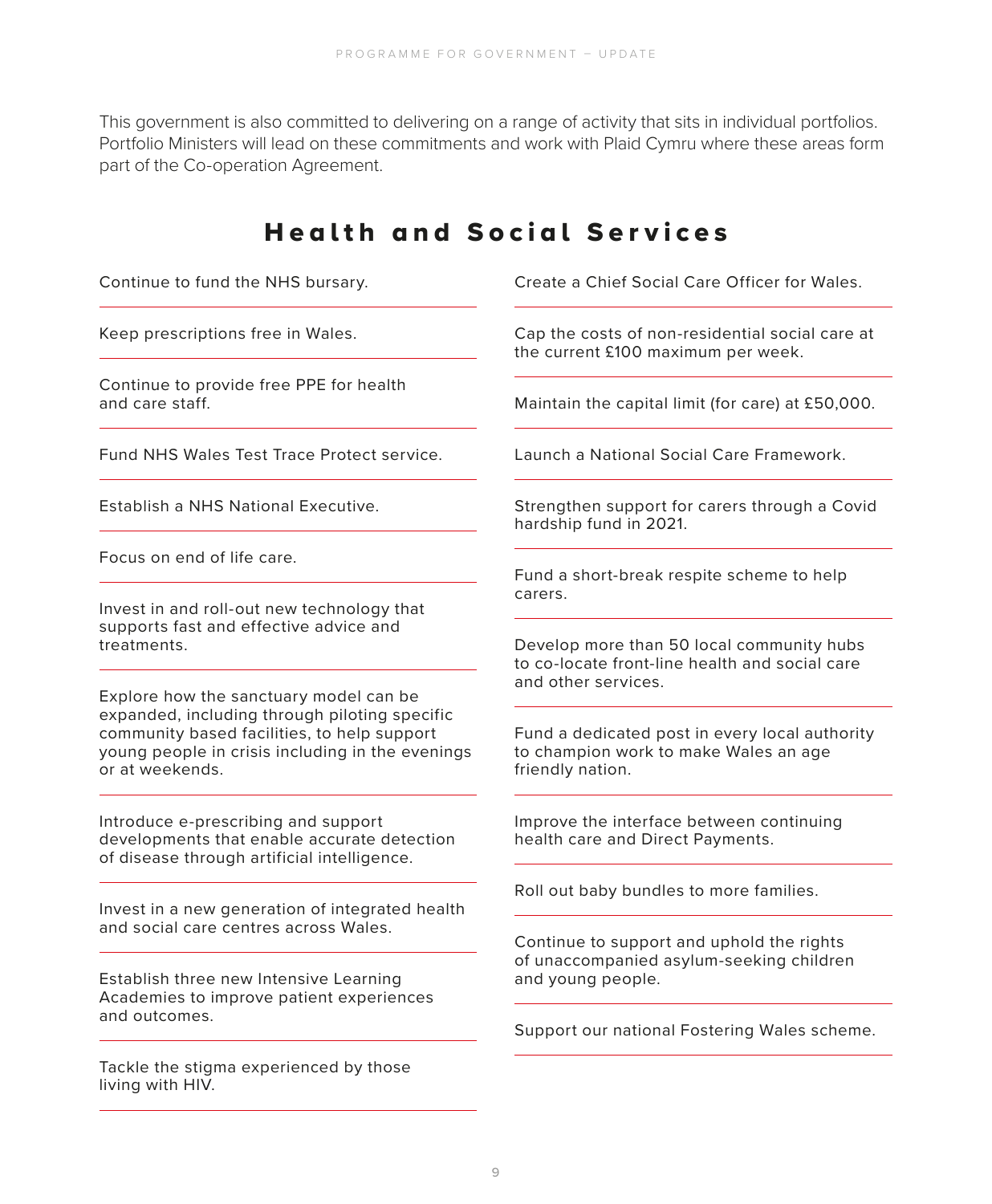This government is also committed to delivering on a range of activity that sits in individual portfolios. Portfolio Ministers will lead on these commitments and work with Plaid Cymru where these areas form part of the Co-operation Agreement.

## Health and Social Services

- Continue to fund the NHS bursary.
- Keep prescriptions free in Wales.
- Continue to provide free PPE for health and care staff.
- Fund NHS Wales Test Trace Protect service.
- Establish a NHS National Executive.
- Focus on end of life care.
- Invest in and roll-out new technology that supports fast and effective advice and treatments.
- Explore how the sanctuary model can be expanded, including through piloting specific community based facilities, to help support young people in crisis including in the evenings or at weekends.
- Introduce e-prescribing and support developments that enable accurate detection of disease through artificial intelligence.
- Invest in a new generation of integrated health and social care centres across Wales.
- Establish three new Intensive Learning Academies to improve patient experiences and outcomes.
- Tackle the stigma experienced by those living with HIV.
- Create a Chief Social Care Officer for Wales.
- Cap the costs of non-residential social care at the current £100 maximum per week.
- Maintain the capital limit (for care) at £50,000.
- Launch a National Social Care Framework.
- Strengthen support for carers through a Covid hardship fund in 2021.
- Fund a short-break respite scheme to help carers.
- Develop more than 50 local community hubs to co-locate front-line health and social care and other services.
- Fund a dedicated post in every local authority to champion work to make Wales an age friendly nation.
- Improve the interface between continuing health care and Direct Payments.
- Roll out baby bundles to more families.
- Continue to support and uphold the rights of unaccompanied asylum-seeking children and young people.
- Support our national Fostering Wales scheme.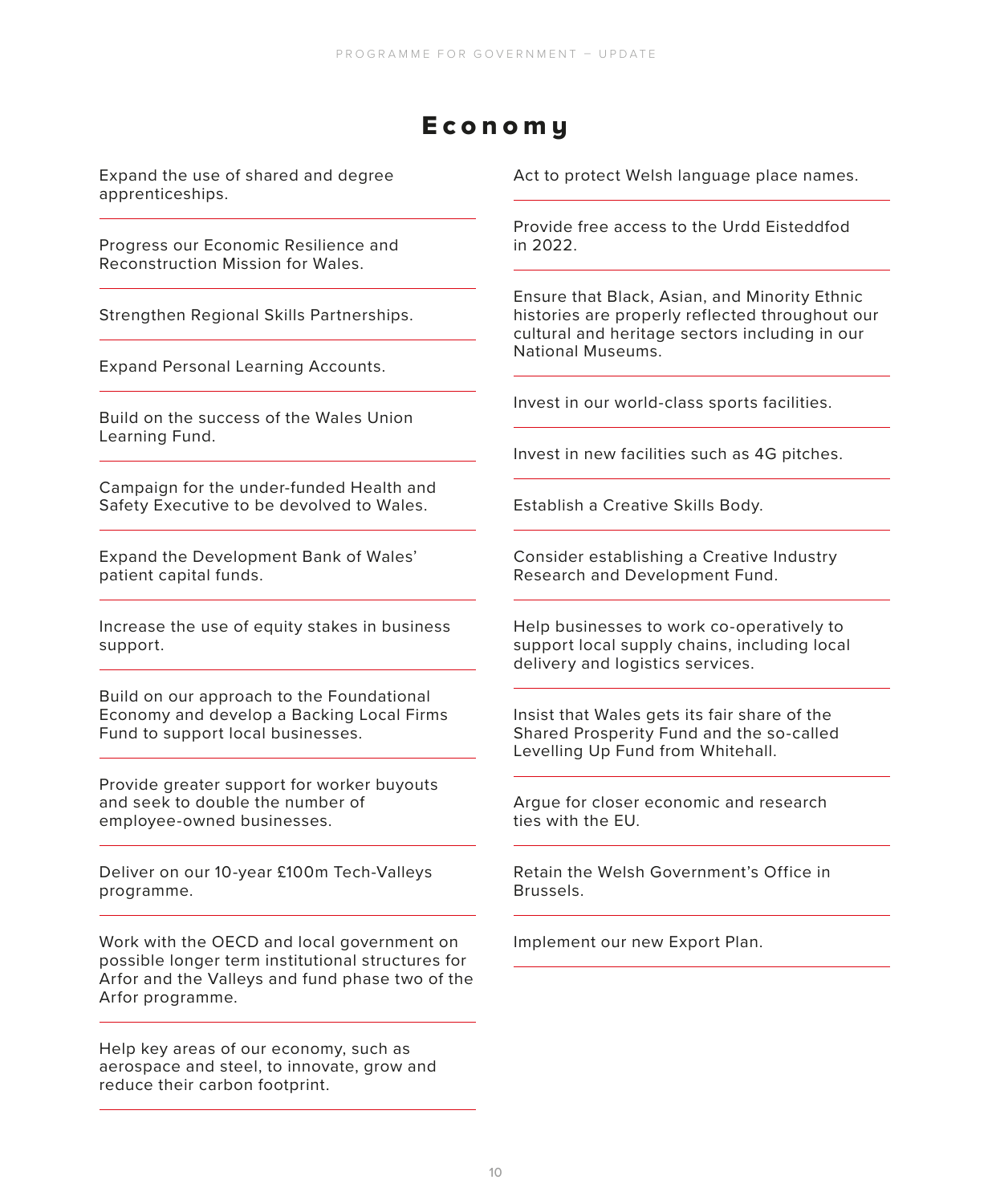# Economy

Expand the use of shared and degree apprenticeships.

Progress our Economic Resilience and Reconstruction Mission for Wales.

Strengthen Regional Skills Partnerships.

Expand Personal Learning Accounts.

Build on the success of the Wales Union Learning Fund.

Campaign for the under-funded Health and Safety Executive to be devolved to Wales.

Expand the Development Bank of Wales' patient capital funds.

Increase the use of equity stakes in business support.

Build on our approach to the Foundational Economy and develop a Backing Local Firms Fund to support local businesses.

Provide greater support for worker buyouts and seek to double the number of employee-owned businesses.

Deliver on our 10-year £100m Tech-Valleys programme.

Work with the OECD and local government on possible longer term institutional structures for Arfor and the Valleys and fund phase two of the Arfor programme.

Help key areas of our economy, such as aerospace and steel, to innovate, grow and reduce their carbon footprint.

Act to protect Welsh language place names.

Provide free access to the Urdd Eisteddfod in 2022.

Ensure that Black, Asian, and Minority Ethnic histories are properly reflected throughout our cultural and heritage sectors including in our National Museums.

Invest in our world-class sports facilities.

Invest in new facilities such as 4G pitches.

Establish a Creative Skills Body.

Consider establishing a Creative Industry Research and Development Fund.

Help businesses to work co-operatively to support local supply chains, including local delivery and logistics services.

Insist that Wales gets its fair share of the Shared Prosperity Fund and the so-called Levelling Up Fund from Whitehall.

Argue for closer economic and research ties with the EU.

Retain the Welsh Government's Office in Brussels.

Implement our new Export Plan.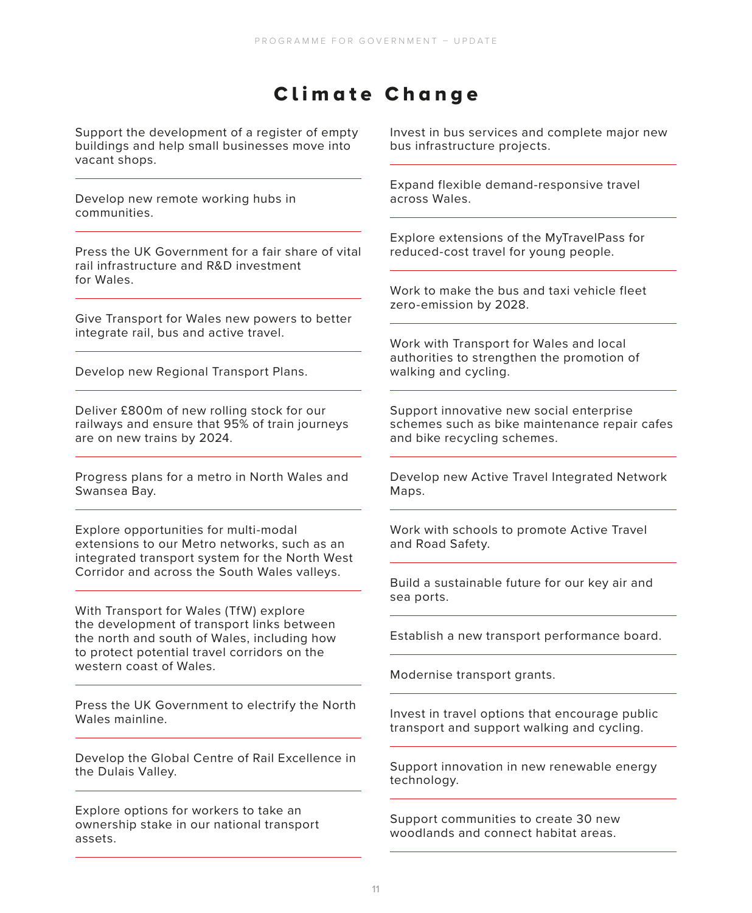# Climate Change

Support the development of a register of empty buildings and help small businesses move into vacant shops.

---

Develop new remote working hubs in communities.

---

Press the UK Government for a fair share of vital rail infrastructure and R&D investment for Wales.

---

Give Transport for Wales new powers to better integrate rail, bus and active travel.

---

Develop new Regional Transport Plans.

---

Deliver £800m of new rolling stock for our railways and ensure that 95% of train journeys are on new trains by 2024.

---

Progress plans for a metro in North Wales and Swansea Bay.

---

Explore opportunities for multi-modal extensions to our Metro networks, such as an integrated transport system for the North West Corridor and across the South Wales valleys.

---

With Transport for Wales (TfW) explore the development of transport links between the north and south of Wales, including how to protect potential travel corridors on the western coast of Wales.

---

Press the UK Government to electrify the North Wales mainline.

---

Develop the Global Centre of Rail Excellence in the Dulais Valley.

---

Explore options for workers to take an ownership stake in our national transport assets.

---

Invest in bus services and complete major new bus infrastructure projects.

---

Expand flexible demand-responsive travel across Wales.

---

Explore extensions of the MyTravelPass for reduced-cost travel for young people.

---

Work to make the bus and taxi vehicle fleet zero-emission by 2028.

---

Work with Transport for Wales and local authorities to strengthen the promotion of walking and cycling.

---

Support innovative new social enterprise schemes such as bike maintenance repair cafes and bike recycling schemes.

---

Develop new Active Travel Integrated Network Maps.

---

Work with schools to promote Active Travel and Road Safety.

---

Build a sustainable future for our key air and sea ports.

---

Establish a new transport performance board.

---

Modernise transport grants.

---

Invest in travel options that encourage public transport and support walking and cycling.

---

Support innovation in new renewable energy technology.

---

Support communities to create 30 new woodlands and connect habitat areas.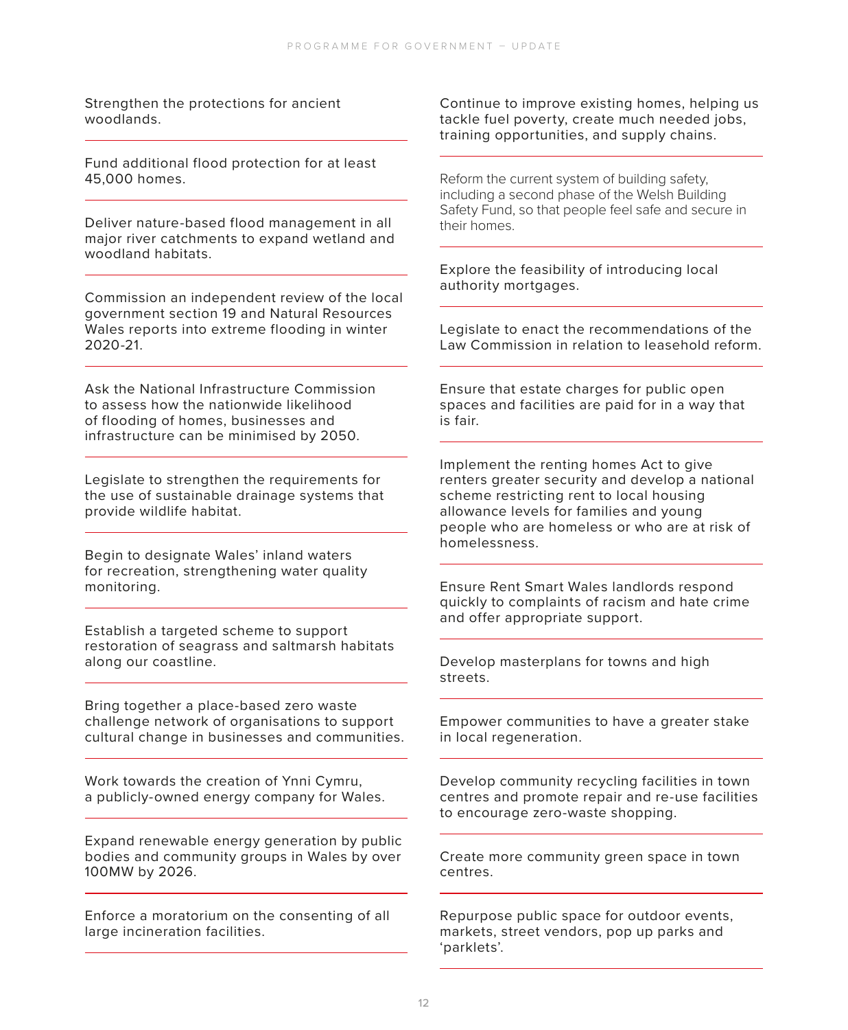Strengthen the protections for ancient woodlands.

Fund additional flood protection for at least 45,000 homes.

Deliver nature-based flood management in all major river catchments to expand wetland and woodland habitats.

Commission an independent review of the local government section 19 and Natural Resources Wales reports into extreme flooding in winter 2020-21.

Ask the National Infrastructure Commission to assess how the nationwide likelihood of flooding of homes, businesses and infrastructure can be minimised by 2050.

Legislate to strengthen the requirements for the use of sustainable drainage systems that provide wildlife habitat.

Begin to designate Wales' inland waters for recreation, strengthening water quality monitoring.

Establish a targeted scheme to support restoration of seagrass and saltmarsh habitats along our coastline.

Bring together a place-based zero waste challenge network of organisations to support cultural change in businesses and communities.

Work towards the creation of Ynni Cymru, a publicly-owned energy company for Wales.

Expand renewable energy generation by public bodies and community groups in Wales by over 100MW by 2026.

Enforce a moratorium on the consenting of all large incineration facilities.

Continue to improve existing homes, helping us tackle fuel poverty, create much needed jobs, training opportunities, and supply chains.

Reform the current system of building safety, including a second phase of the Welsh Building Safety Fund, so that people feel safe and secure in their homes.

Explore the feasibility of introducing local authority mortgages.

Legislate to enact the recommendations of the Law Commission in relation to leasehold reform.

Ensure that estate charges for public open spaces and facilities are paid for in a way that is fair.

Implement the renting homes Act to give renters greater security and develop a national scheme restricting rent to local housing allowance levels for families and young people who are homeless or who are at risk of homelessness.

Ensure Rent Smart Wales landlords respond quickly to complaints of racism and hate crime and offer appropriate support.

Develop masterplans for towns and high streets.

Empower communities to have a greater stake in local regeneration.

Develop community recycling facilities in town centres and promote repair and re-use facilities to encourage zero-waste shopping.

Create more community green space in town centres.

Repurpose public space for outdoor events, markets, street vendors, pop up parks and 'parklets'.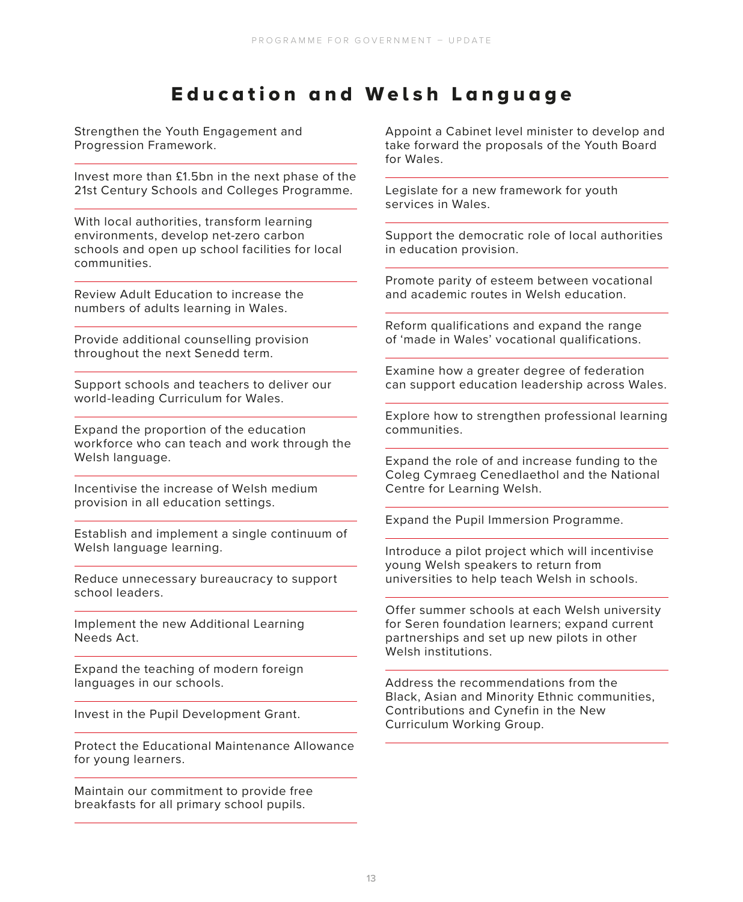# Education and Welsh Language

Strengthen the Youth Engagement and Progression Framework.

Invest more than £1.5bn in the next phase of the 21st Century Schools and Colleges Programme.

With local authorities, transform learning environments, develop net-zero carbon schools and open up school facilities for local communities.

Review Adult Education to increase the numbers of adults learning in Wales.

Provide additional counselling provision throughout the next Senedd term.

Support schools and teachers to deliver our world-leading Curriculum for Wales.

Expand the proportion of the education workforce who can teach and work through the Welsh language.

Incentivise the increase of Welsh medium provision in all education settings.

Establish and implement a single continuum of Welsh language learning.

Reduce unnecessary bureaucracy to support school leaders.

Implement the new Additional Learning Needs Act.

Expand the teaching of modern foreign languages in our schools.

Invest in the Pupil Development Grant.

Protect the Educational Maintenance Allowance for young learners.

Maintain our commitment to provide free breakfasts for all primary school pupils.

Appoint a Cabinet level minister to develop and take forward the proposals of the Youth Board for Wales.

Legislate for a new framework for youth services in Wales.

Support the democratic role of local authorities in education provision.

Promote parity of esteem between vocational and academic routes in Welsh education.

Reform qualifications and expand the range of 'made in Wales' vocational qualifications.

Examine how a greater degree of federation can support education leadership across Wales.

Explore how to strengthen professional learning communities.

Expand the role of and increase funding to the Coleg Cymraeg Cenedlaethol and the National Centre for Learning Welsh.

Expand the Pupil Immersion Programme.

Introduce a pilot project which will incentivise young Welsh speakers to return from universities to help teach Welsh in schools.

Offer summer schools at each Welsh university for Seren foundation learners; expand current partnerships and set up new pilots in other Welsh institutions.

Address the recommendations from the Black, Asian and Minority Ethnic communities, Contributions and Cynefin in the New Curriculum Working Group.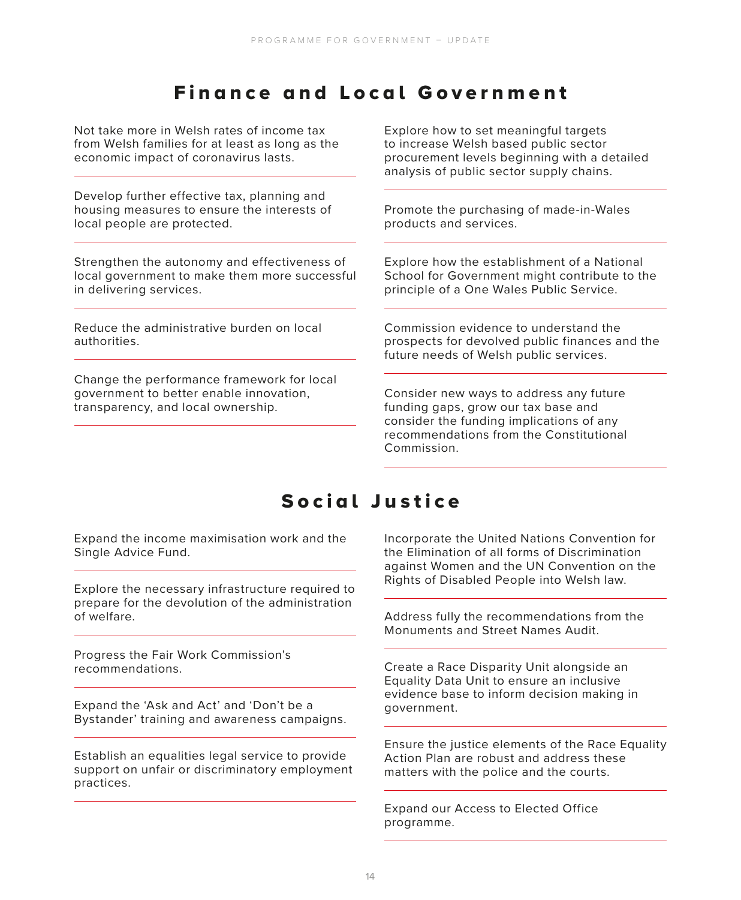## Finance and Local Government

Not take more in Welsh rates of income tax from Welsh families for at least as long as the economic impact of coronavirus lasts.

Develop further effective tax, planning and housing measures to ensure the interests of local people are protected.

Strengthen the autonomy and effectiveness of local government to make them more successful in delivering services.

Reduce the administrative burden on local authorities.

Change the performance framework for local government to better enable innovation, transparency, and local ownership.

Explore how to set meaningful targets to increase Welsh based public sector procurement levels beginning with a detailed analysis of public sector supply chains.

Promote the purchasing of made-in-Wales products and services.

Explore how the establishment of a National School for Government might contribute to the principle of a One Wales Public Service.

Commission evidence to understand the prospects for devolved public finances and the future needs of Welsh public services.

Consider new ways to address any future funding gaps, grow our tax base and consider the funding implications of any recommendations from the Constitutional Commission.

## Social Justice

Expand the income maximisation work and the Single Advice Fund.

Explore the necessary infrastructure required to prepare for the devolution of the administration of welfare.

Progress the Fair Work Commission's recommendations.

Expand the 'Ask and Act' and 'Don't be a Bystander' training and awareness campaigns.

Establish an equalities legal service to provide support on unfair or discriminatory employment practices.

Incorporate the United Nations Convention for the Elimination of all forms of Discrimination against Women and the UN Convention on the Rights of Disabled People into Welsh law.

Address fully the recommendations from the Monuments and Street Names Audit.

Create a Race Disparity Unit alongside an Equality Data Unit to ensure an inclusive evidence base to inform decision making in government.

Ensure the justice elements of the Race Equality Action Plan are robust and address these matters with the police and the courts.

Expand our Access to Elected Office programme.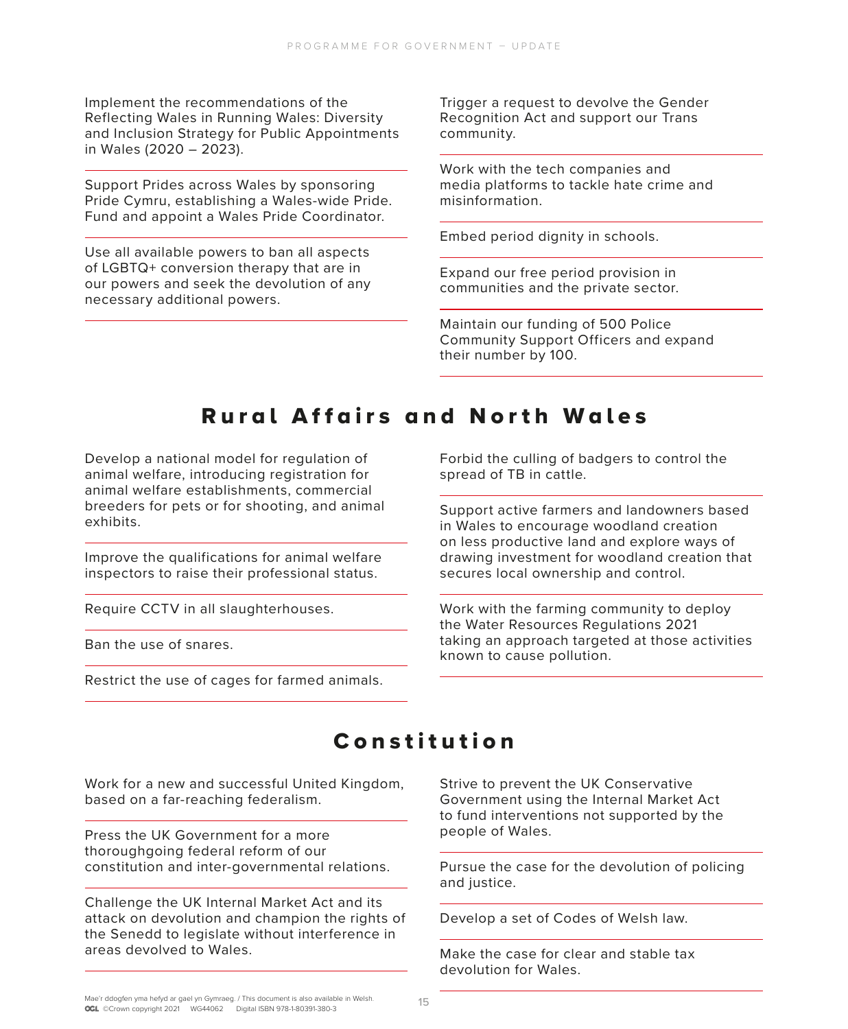Implement the recommendations of the Reflecting Wales in Running Wales: Diversity and Inclusion Strategy for Public Appointments in Wales (2020 – 2023).

Support Prides across Wales by sponsoring Pride Cymru, establishing a Wales-wide Pride. Fund and appoint a Wales Pride Coordinator.

Use all available powers to ban all aspects of LGBTQ+ conversion therapy that are in our powers and seek the devolution of any necessary additional powers.

Trigger a request to devolve the Gender Recognition Act and support our Trans community.

Work with the tech companies and media platforms to tackle hate crime and misinformation.

Embed period dignity in schools.

Expand our free period provision in communities and the private sector.

Maintain our funding of 500 Police Community Support Officers and expand their number by 100.

## Rural Affairs and North Wales

Develop a national model for regulation of animal welfare, introducing registration for animal welfare establishments, commercial breeders for pets or for shooting, and animal exhibits.

Improve the qualifications for animal welfare inspectors to raise their professional status.

Require CCTV in all slaughterhouses.

Ban the use of snares.

Restrict the use of cages for farmed animals.

Forbid the culling of badgers to control the spread of TB in cattle.

Support active farmers and landowners based in Wales to encourage woodland creation on less productive land and explore ways of drawing investment for woodland creation that secures local ownership and control.

Work with the farming community to deploy the Water Resources Regulations 2021 taking an approach targeted at those activities known to cause pollution.

## Constitution

Work for a new and successful United Kingdom, based on a far-reaching federalism.

Press the UK Government for a more thoroughgoing federal reform of our constitution and inter-governmental relations.

Challenge the UK Internal Market Act and its attack on devolution and champion the rights of the Senedd to legislate without interference in areas devolved to Wales.

Strive to prevent the UK Conservative Government using the Internal Market Act to fund interventions not supported by the people of Wales.

Pursue the case for the devolution of policing and justice.

Develop a set of Codes of Welsh law.

Make the case for clear and stable tax devolution for Wales.

Mae'r ddogfen yma hefyd ar gael yn Gymraeg. / This document is also available in Welsh.
OGL ©Crown copyright 2021 WG44062 Digital ISBN 978-1-80391-380-3